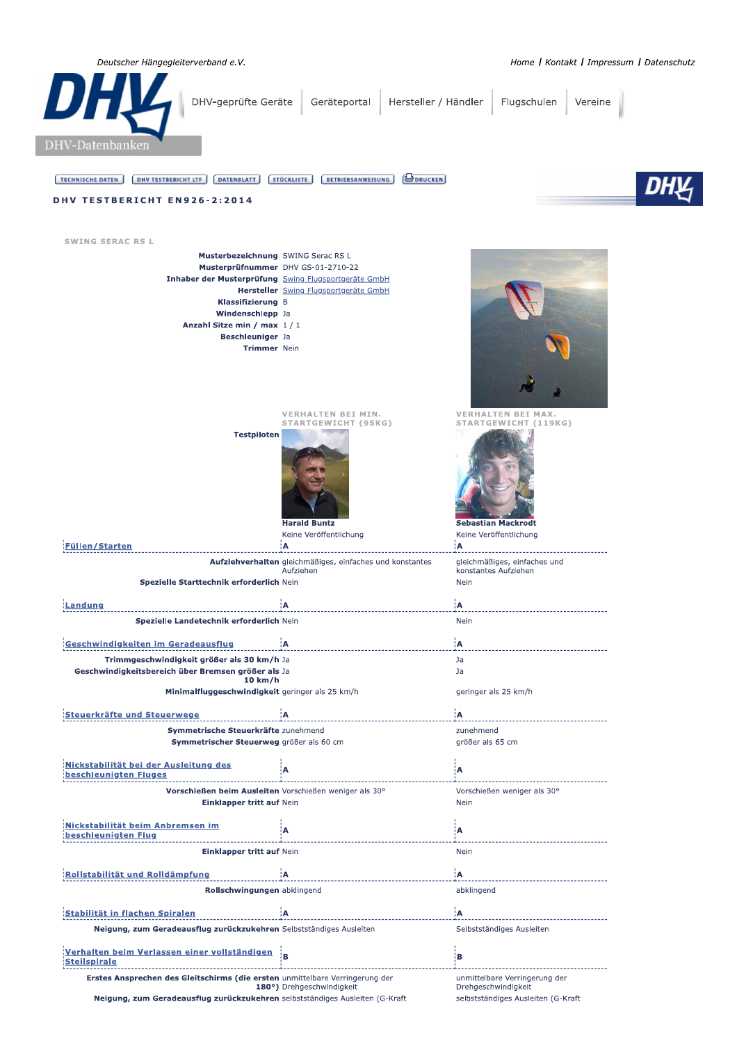Deutscher Hängegleiterverband e.V.

Home | Kontakt | Impressum | Datenschutz

DHV-Datenbanken

DHV-geprüfte Geräte | Geräteportal | Hersteller / Händler | Flugschulen | Vereine

TECHNISCHE DATEN | DHV TESTBERICHT LTF | DATENBLATT | STÜCKLISTE | BETRIEBSANWEISUNG | DRUCKEN

# DHV TESTBERICHT EN926-2:2014

## SWING SERAC RS L

| | |
|---|---|
| **Musterbezeichnung** | SWING Serac RS L |
| **Musterprüfnummer** | DHV GS-01-2710-22 |
| **Inhaber der Musterprüfung** | Swing Flugsportgeräte GmbH |
| **Hersteller** | Swing Flugsportgeräte GmbH |
| **Klassifizierung** | B |
| **Windenschlepp** | Ja |
| **Anzahl Sitze min / max** | 1 / 1 |
| **Beschleuniger** | Ja |
| **Trimmer** | Nein |

| | VERHALTEN BEI MIN. STARTGEWICHT (95KG) | VERHALTEN BEI MAX. STARTGEWICHT (119KG) |
|---|---|---|
| **Testpiloten** | Harald Buntz<br>Keine Veröffentlichung | Sebastian Mackrodt<br>Keine Veröffentlichung |
| **Füllen/Starten** | A | A |
| **Aufziehverhalten** | gleichmäßiges, einfaches und konstantes Aufziehen | gleichmäßiges, einfaches und konstantes Aufziehen |
| **Spezielle Starttechnik erforderlich** | Nein | Nein |
| **Landung** | A | A |
| **Spezielle Landetechnik erforderlich** | Nein | Nein |
| **Geschwindigkeiten im Geradeausflug** | A | A |
| **Trimmgeschwindigkeit größer als 30 km/h** | Ja | Ja |
| **Geschwindigkeitsbereich über Bremsen größer als 10 km/h** | Ja | Ja |
| **Minimalfluggeschwindigkeit** | geringer als 25 km/h | geringer als 25 km/h |
| **Steuerkräfte und Steuerwege** | A | A |
| **Symmetrische Steuerkräfte** | zunehmend | zunehmend |
| **Symmetrischer Steuerweg** | größer als 60 cm | größer als 65 cm |
| **Nickstabilität bei der Ausleitung des beschleunigten Fluges** | A | A |
| **Vorschießen beim Ausleiten** | Vorschießen weniger als 30° | Vorschießen weniger als 30° |
| **Einklapper tritt auf** | Nein | Nein |
| **Nickstabilität beim Anbremsen im beschleunigten Flug** | A | A |
| **Einklapper tritt auf** | Nein | Nein |
| **Rollstabilität und Rolldämpfung** | A | A |
| **Rollschwingungen** | abklingend | abklingend |
| **Stabilität in flachen Spiralen** | A | A |
| **Neigung, zum Geradeausflug zurückzukehren** | Selbstständiges Ausleiten | Selbstständiges Ausleiten |
| **Verhalten beim Verlassen einer vollständigen Steilspirale** | B | B |
| **Erstes Ansprechen des Gleitschirms (die ersten 180°)** | unmittelbare Verringerung der Drehgeschwindigkeit | unmittelbare Verringerung der Drehgeschwindigkeit |
| **Neigung, zum Geradeausflug zurückzukehren** | selbstständiges Ausleiten (G-Kraft | selbstständiges Ausleiten (G-Kraft |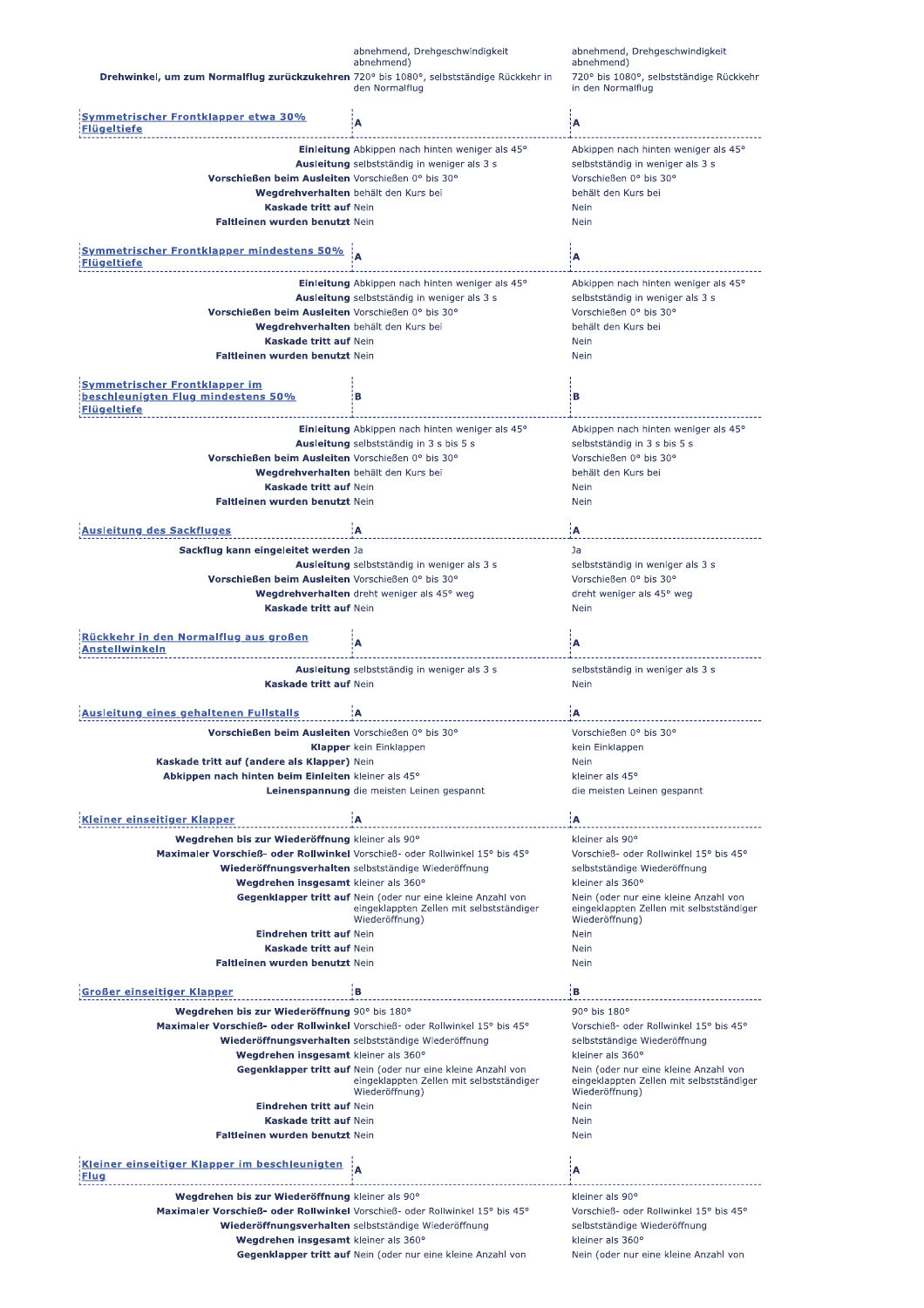| | | |
|---|---|---|
| | abnehmend, Drehgeschwindigkeit abnehmend) | abnehmend, Drehgeschwindigkeit abnehmend) |
| **Drehwinkel, um zum Normalflug zurückzukehren** | 720° bis 1080°, selbstständige Rückkehr in den Normalflug | 720° bis 1080°, selbstständige Rückkehr in den Normalflug |

| Symmetrischer Frontklapper etwa 30% Flügeltiefe | A | A |
|---|---|---|
| **Einleitung** | Abkippen nach hinten weniger als 45° | Abkippen nach hinten weniger als 45° |
| **Ausleitung** | selbstständig in weniger als 3 s | selbstständig in weniger als 3 s |
| **Vorschießen beim Ausleiten** | Vorschießen 0° bis 30° | Vorschießen 0° bis 30° |
| **Wegdrehverhalten** | behält den Kurs bei | behält den Kurs bei |
| **Kaskade tritt auf** | Nein | Nein |
| **Faltleinen wurden benutzt** | Nein | Nein |

| Symmetrischer Frontklapper mindestens 50% Flügeltiefe | A | A |
|---|---|---|
| **Einleitung** | Abkippen nach hinten weniger als 45° | Abkippen nach hinten weniger als 45° |
| **Ausleitung** | selbstständig in weniger als 3 s | selbstständig in weniger als 3 s |
| **Vorschießen beim Ausleiten** | Vorschießen 0° bis 30° | Vorschießen 0° bis 30° |
| **Wegdrehverhalten** | behält den Kurs bei | behält den Kurs bei |
| **Kaskade tritt auf** | Nein | Nein |
| **Faltleinen wurden benutzt** | Nein | Nein |

| Symmetrischer Frontklapper im beschleunigten Flug mindestens 50% Flügeltiefe | B | B |
|---|---|---|
| **Einleitung** | Abkippen nach hinten weniger als 45° | Abkippen nach hinten weniger als 45° |
| **Ausleitung** | selbstständig in 3 s bis 5 s | selbstständig in 3 s bis 5 s |
| **Vorschießen beim Ausleiten** | Vorschießen 0° bis 30° | Vorschießen 0° bis 30° |
| **Wegdrehverhalten** | behält den Kurs bei | behält den Kurs bei |
| **Kaskade tritt auf** | Nein | Nein |
| **Faltleinen wurden benutzt** | Nein | Nein |

| Ausleitung des Sackfluges | A | A |
|---|---|---|
| **Sackflug kann eingeleitet werden** | Ja | Ja |
| **Ausleitung** | selbstständig in weniger als 3 s | selbstständig in weniger als 3 s |
| **Vorschießen beim Ausleiten** | Vorschießen 0° bis 30° | Vorschießen 0° bis 30° |
| **Wegdrehverhalten** | dreht weniger als 45° weg | dreht weniger als 45° weg |
| **Kaskade tritt auf** | Nein | Nein |

| Rückkehr in den Normalflug aus großen Anstellwinkeln | A | A |
|---|---|---|
| **Ausleitung** | selbstständig in weniger als 3 s | selbstständig in weniger als 3 s |
| **Kaskade tritt auf** | Nein | Nein |

| Ausleitung eines gehaltenen Fullstalls | A | A |
|---|---|---|
| **Vorschießen beim Ausleiten** | Vorschießen 0° bis 30° | Vorschießen 0° bis 30° |
| **Klapper** | kein Einklappen | kein Einklappen |
| **Kaskade tritt auf (andere als Klapper)** | Nein | Nein |
| **Abkippen nach hinten beim Einleiten** | kleiner als 45° | kleiner als 45° |
| **Leinenspannung** | die meisten Leinen gespannt | die meisten Leinen gespannt |

| Kleiner einseitiger Klapper | A | A |
|---|---|---|
| **Wegdrehen bis zur Wiederöffnung** | kleiner als 90° | kleiner als 90° |
| **Maximaler Vorschieß- oder Rollwinkel** | Vorschieß- oder Rollwinkel 15° bis 45° | Vorschieß- oder Rollwinkel 15° bis 45° |
| **Wiederöffnungsverhalten** | selbstständige Wiederöffnung | selbstständige Wiederöffnung |
| **Wegdrehen insgesamt** | kleiner als 360° | kleiner als 360° |
| **Gegenklapper tritt auf** | Nein (oder nur eine kleine Anzahl von eingeklappten Zellen mit selbstständiger Wiederöffnung) | Nein (oder nur eine kleine Anzahl von eingeklappten Zellen mit selbstständiger Wiederöffnung) |
| **Eindrehen tritt auf** | Nein | Nein |
| **Kaskade tritt auf** | Nein | Nein |
| **Faltleinen wurden benutzt** | Nein | Nein |

| Großer einseitiger Klapper | B | B |
|---|---|---|
| **Wegdrehen bis zur Wiederöffnung** | 90° bis 180° | 90° bis 180° |
| **Maximaler Vorschieß- oder Rollwinkel** | Vorschieß- oder Rollwinkel 15° bis 45° | Vorschieß- oder Rollwinkel 15° bis 45° |
| **Wiederöffnungsverhalten** | selbstständige Wiederöffnung | selbstständige Wiederöffnung |
| **Wegdrehen insgesamt** | kleiner als 360° | kleiner als 360° |
| **Gegenklapper tritt auf** | Nein (oder nur eine kleine Anzahl von eingeklappten Zellen mit selbstständiger Wiederöffnung) | Nein (oder nur eine kleine Anzahl von eingeklappten Zellen mit selbstständiger Wiederöffnung) |
| **Eindrehen tritt auf** | Nein | Nein |
| **Kaskade tritt auf** | Nein | Nein |
| **Faltleinen wurden benutzt** | Nein | Nein |

| Kleiner einseitiger Klapper im beschleunigten Flug | A | A |
|---|---|---|
| **Wegdrehen bis zur Wiederöffnung** | kleiner als 90° | kleiner als 90° |
| **Maximaler Vorschieß- oder Rollwinkel** | Vorschieß- oder Rollwinkel 15° bis 45° | Vorschieß- oder Rollwinkel 15° bis 45° |
| **Wiederöffnungsverhalten** | selbstständige Wiederöffnung | selbstständige Wiederöffnung |
| **Wegdrehen insgesamt** | kleiner als 360° | kleiner als 360° |
| **Gegenklapper tritt auf** | Nein (oder nur eine kleine Anzahl von | Nein (oder nur eine kleine Anzahl von |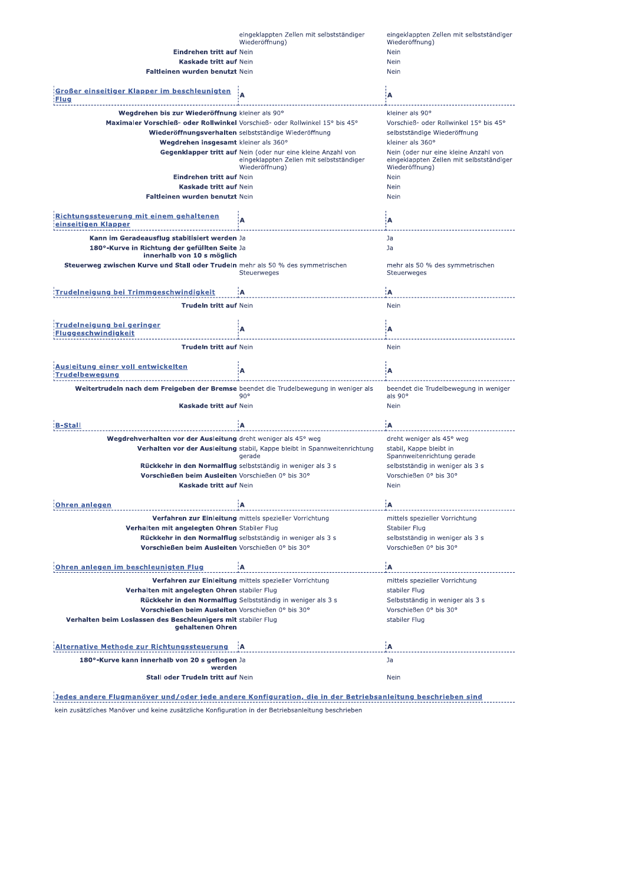| | | |
|---|---|---|
| | eingeklappten Zellen mit selbstständiger Wiederöffnung) | eingeklappten Zellen mit selbstständiger Wiederöffnung) |
| **Eindrehen tritt auf** | Nein | Nein |
| **Kaskade tritt auf** | Nein | Nein |
| **Faltleinen wurden benutzt** | Nein | Nein |

| Großer einseitiger Klapper im beschleunigten Flug | A | A |
|---|---|---|
| **Wegdrehen bis zur Wiederöffnung** | kleiner als 90° | kleiner als 90° |
| **Maximaler Vorschieß- oder Rollwinkel** | Vorschieß- oder Rollwinkel 15° bis 45° | Vorschieß- oder Rollwinkel 15° bis 45° |
| **Wiederöffnungsverhalten** | selbstständige Wiederöffnung | selbstständige Wiederöffnung |
| **Wegdrehen insgesamt** | kleiner als 360° | kleiner als 360° |
| **Gegenklapper tritt auf** | Nein (oder nur eine kleine Anzahl von eingeklappten Zellen mit selbstständiger Wiederöffnung) | Nein (oder nur eine kleine Anzahl von eingeklappten Zellen mit selbstständiger Wiederöffnung) |
| **Eindrehen tritt auf** | Nein | Nein |
| **Kaskade tritt auf** | Nein | Nein |
| **Faltleinen wurden benutzt** | Nein | Nein |

| Richtungssteuerung mit einem gehaltenen einseitigen Klapper | A | A |
|---|---|---|
| **Kann im Geradeausflug stabilisiert werden** | Ja | Ja |
| **180°-Kurve in Richtung der gefüllten Seite innerhalb von 10 s möglich** | Ja | Ja |
| **Steuerweg zwischen Kurve und Stall oder Trudeln** | mehr als 50 % des symmetrischen Steuerweges | mehr als 50 % des symmetrischen Steuerweges |

| Trudelneigung bei Trimmgeschwindigkeit | A | A |
|---|---|---|
| **Trudeln tritt auf** | Nein | Nein |

| Trudelneigung bei geringer Fluggeschwindigkeit | A | A |
|---|---|---|
| **Trudeln tritt auf** | Nein | Nein |

| Ausleitung einer voll entwickelten Trudelbewegung | A | A |
|---|---|---|
| **Weitertrudeln nach dem Freigeben der Bremse** | beendet die Trudelbewegung in weniger als 90° | beendet die Trudelbewegung in weniger als 90° |
| **Kaskade tritt auf** | Nein | Nein |

| B-Stall | A | A |
|---|---|---|
| **Wegdrehverhalten vor der Ausleitung** | dreht weniger als 45° weg | dreht weniger als 45° weg |
| **Verhalten vor der Ausleitung** | stabil, Kappe bleibt in Spannweitenrichtung gerade | stabil, Kappe bleibt in Spannweitenrichtung gerade |
| **Rückkehr in den Normalflug** | selbstständig in weniger als 3 s | selbstständig in weniger als 3 s |
| **Vorschießen beim Ausleiten** | Vorschießen 0° bis 30° | Vorschießen 0° bis 30° |
| **Kaskade tritt auf** | Nein | Nein |

| Ohren anlegen | A | A |
|---|---|---|
| **Verfahren zur Einleitung** | mittels spezieller Vorrichtung | mittels spezieller Vorrichtung |
| **Verhalten mit angelegten Ohren** | Stabiler Flug | Stabiler Flug |
| **Rückkehr in den Normalflug** | selbstständig in weniger als 3 s | selbstständig in weniger als 3 s |
| **Vorschießen beim Ausleiten** | Vorschießen 0° bis 30° | Vorschießen 0° bis 30° |

| Ohren anlegen im beschleunigten Flug | A | A |
|---|---|---|
| **Verfahren zur Einleitung** | mittels spezieller Vorrichtung | mittels spezieller Vorrichtung |
| **Verhalten mit angelegten Ohren** | stabiler Flug | stabiler Flug |
| **Rückkehr in den Normalflug** | Selbstständig in weniger als 3 s | Selbstständig in weniger als 3 s |
| **Vorschießen beim Ausleiten** | Vorschießen 0° bis 30° | Vorschießen 0° bis 30° |
| **Verhalten beim Loslassen des Beschleunigers mit gehaltenen Ohren** | stabiler Flug | stabiler Flug |

| Alternative Methode zur Richtungssteuerung | A | A |
|---|---|---|
| **180°-Kurve kann innerhalb von 20 s geflogen werden** | Ja | Ja |
| **Stall oder Trudeln tritt auf** | Nein | Nein |

**Jedes andere Flugmanöver und/oder jede andere Konfiguration, die in der Betriebsanleitung beschrieben sind**

kein zusätzliches Manöver und keine zusätzliche Konfiguration in der Betriebsanleitung beschrieben